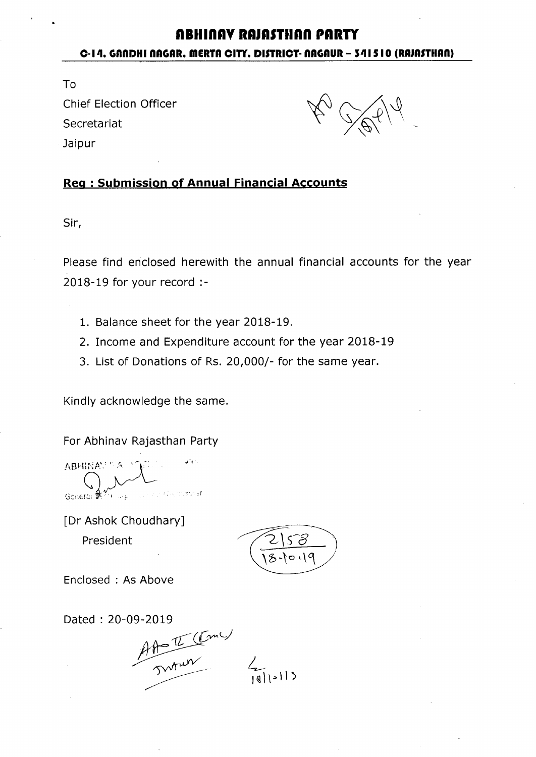# ABHINAV RAJASTHAN PARTY

**C-14, GANDHI NAGAR, MERTA CITY, DISTRICT- NAGAUR – 341510 (RAJASTHAN)**

To

Chief Election Officer

Secretariat

Jaipur

**Reg : Submission of Annual Financial Accounts**

Sir,

Please find enclosed herewith the annual financial accounts for the year 2018-19 for your record :-

1. Balance sheet for the year 2018-19.
2. Income and Expenditure account for the year 2018-19
3. List of Donations of Rs. 20,000/- for the same year.

Kindly acknowledge the same.

For Abhinav Rajasthan Party

[Dr Ashok Choudhary]

President

2158
18-10-19

Enclosed : As Above

Dated : 20-09-2019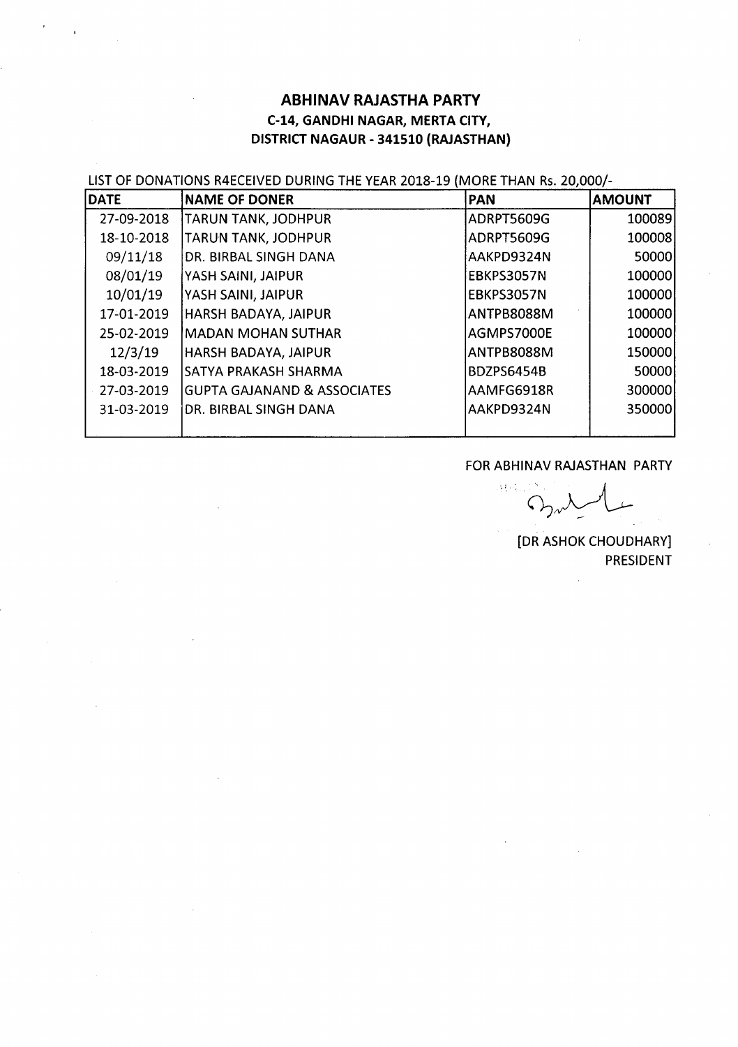## ABHINAV RAJASTHA PARTY
**C-14, GANDHI NAGAR, MERTA CITY,**
**DISTRICT NAGAUR - 341510 (RAJASTHAN)**

LIST OF DONATIONS R4ECEIVED DURING THE YEAR 2018-19 (MORE THAN Rs. 20,000/-

| DATE | NAME OF DONER | PAN | AMOUNT |
|---|---|---|---|
| 27-09-2018 | TARUN TANK, JODHPUR | ADRPT5609G | 100089 |
| 18-10-2018 | TARUN TANK, JODHPUR | ADRPT5609G | 100008 |
| 09/11/18 | DR. BIRBAL SINGH DANA | AAKPD9324N | 50000 |
| 08/01/19 | YASH SAINI, JAIPUR | EBKPS3057N | 100000 |
| 10/01/19 | YASH SAINI, JAIPUR | EBKPS3057N | 100000 |
| 17-01-2019 | HARSH BADAYA, JAIPUR | ANTPB8088M | 100000 |
| 25-02-2019 | MADAN MOHAN SUTHAR | AGMPS7000E | 100000 |
| 12/3/19 | HARSH BADAYA, JAIPUR | ANTPB8088M | 150000 |
| 18-03-2019 | SATYA PRAKASH SHARMA | BDZPS6454B | 50000 |
| 27-03-2019 | GUPTA GAJANAND & ASSOCIATES | AAMFG6918R | 300000 |
| 31-03-2019 | DR. BIRBAL SINGH DANA | AAKPD9324N | 350000 |

FOR ABHINAV RAJASTHAN PARTY

[DR ASHOK CHOUDHARY]
PRESIDENT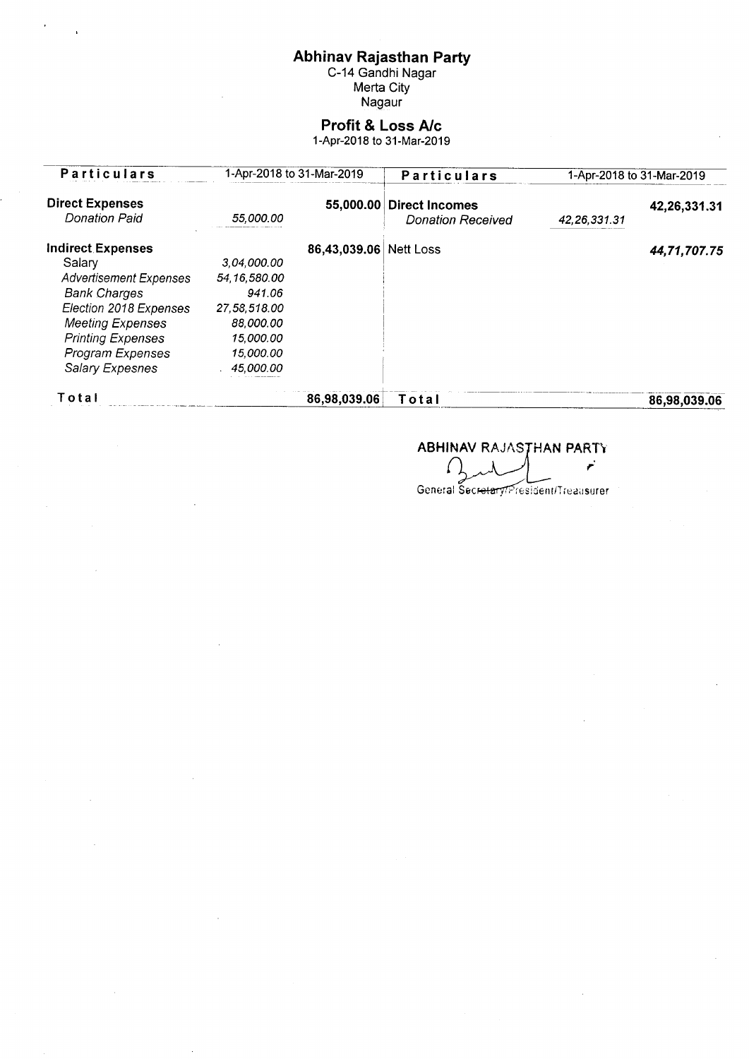# Abhinav Rajasthan Party

C-14 Gandhi Nagar
Merta City
Nagaur

## Profit & Loss A/c

1-Apr-2018 to 31-Mar-2019

| Particulars | 1-Apr-2018 to 31-Mar-2019 | | Particulars | 1-Apr-2018 to 31-Mar-2019 | |
|---|---|---|---|---|---|
| **Direct Expenses** | | 55,000.00 | **Direct Incomes** | | 42,26,331.31 |
| *Donation Paid* | *55,000.00* | | *Donation Received* | *42,26,331.31* | |
| **Indirect Expenses** | | 86,43,039.06 | Nett Loss | | *44,71,707.75* |
| Salary | 3,04,000.00 | | | | |
| *Advertisement Expenses* | *54,16,580.00* | | | | |
| *Bank Charges* | *941.06* | | | | |
| *Election 2018 Expenses* | *27,58,518.00* | | | | |
| *Meeting Expenses* | *88,000.00* | | | | |
| *Printing Expenses* | *15,000.00* | | | | |
| *Program Expenses* | *15,000.00* | | | | |
| *Salary Expesnes* | *45,000.00* | | | | |
| **Total** | | **86,98,039.06** | **Total** | | **86,98,039.06** |

ABHINAV RAJASTHAN PARTY

General Secretary/President/Treasurer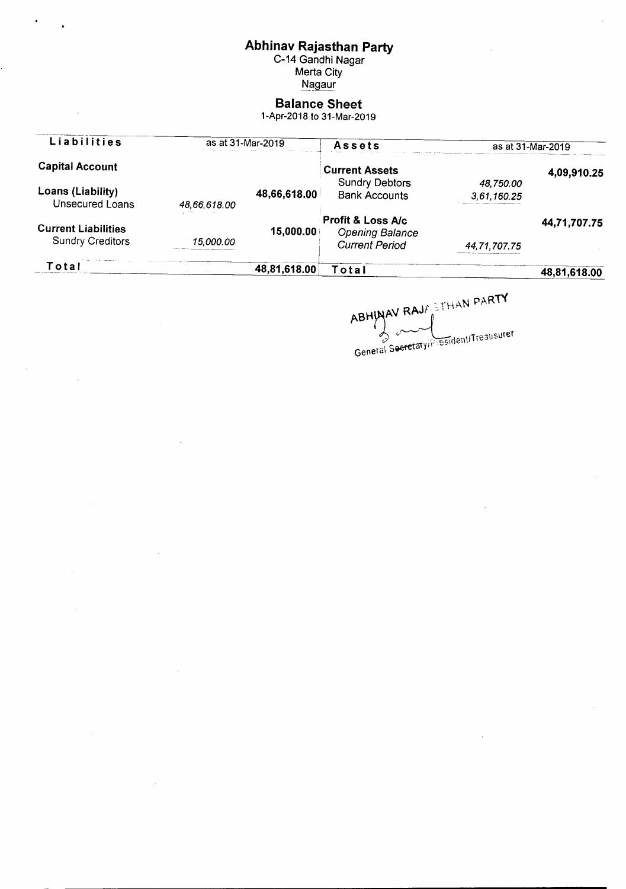# Abhinav Rajasthan Party

C-14 Gandhi Nagar
Merta City
Nagaur

## Balance Sheet

1-Apr-2018 to 31-Mar-2019

| Liabilities | as at 31-Mar-2019 | | Assets | as at 31-Mar-2019 | |
|---|---|---|---|---|---|
| **Capital Account** | | | **Current Assets** | | **4,09,910.25** |
| | | | Sundry Debtors | *48,750.00* | |
| **Loans (Liability)** | | **48,66,618.00** | Bank Accounts | *3,61,160.25* | |
| Unsecured Loans | *48,66,618.00* | | | | |
| | | | **Profit & Loss A/c** | | **44,71,707.75** |
| **Current Liabilities** | | **15,000.00** | *Opening Balance* | | |
| Sundry Creditors | *15,000.00* | | *Current Period* | *44,71,707.75* | |
| **Total** | | **48,81,618.00** | **Total** | | **48,81,618.00** |

ABHINAV RAJASTHAN PARTY

General Secretary/President/Treasurer